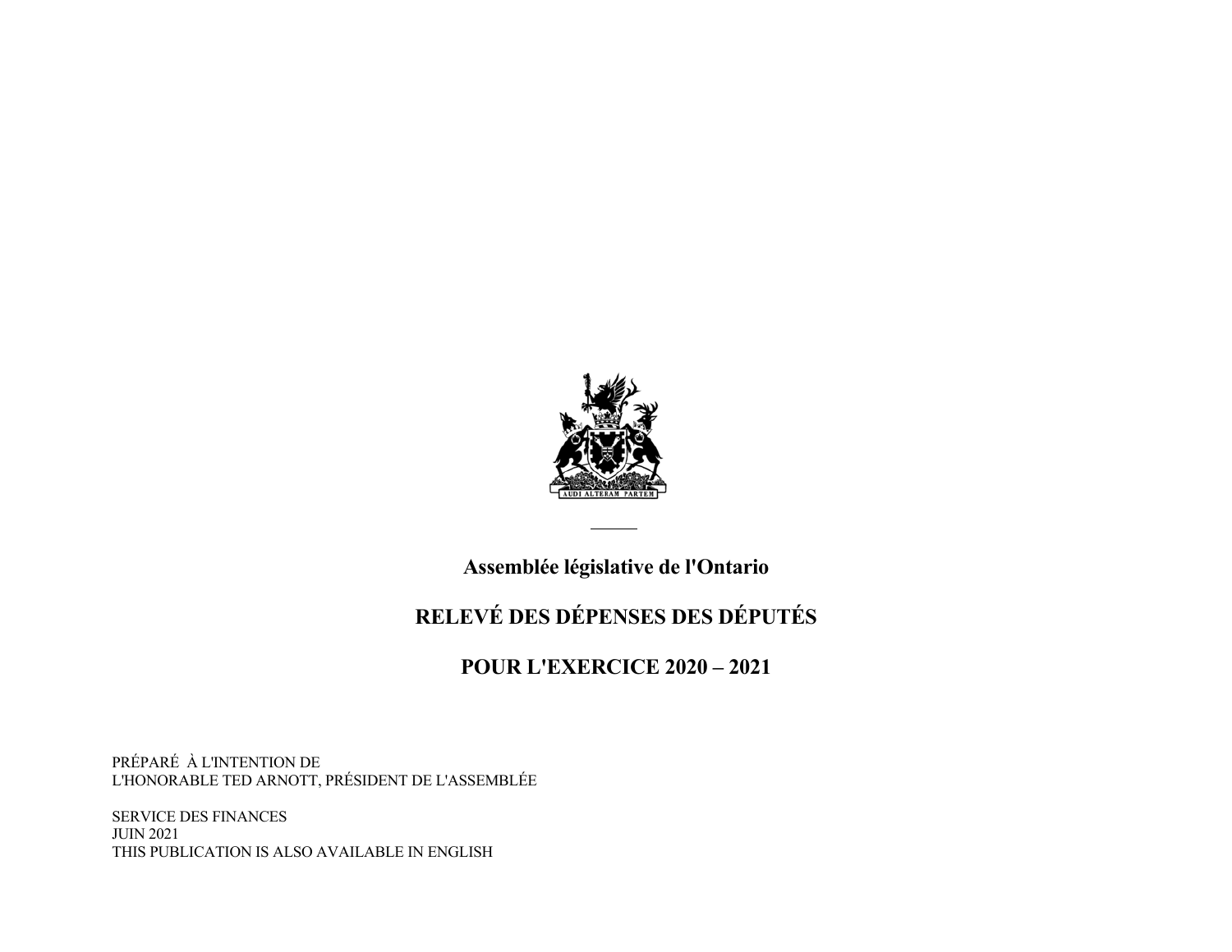# Assemblée législative de l'Ontario

## RELEVÉ DES DÉPENSES DES DÉPUTÉS

## POUR L'EXERCICE 2020 – 2021

PRÉPARÉ À L'INTENTION DE
L'HONORABLE TED ARNOTT, PRÉSIDENT DE L'ASSEMBLÉE

SERVICE DES FINANCES
JUIN 2021
THIS PUBLICATION IS ALSO AVAILABLE IN ENGLISH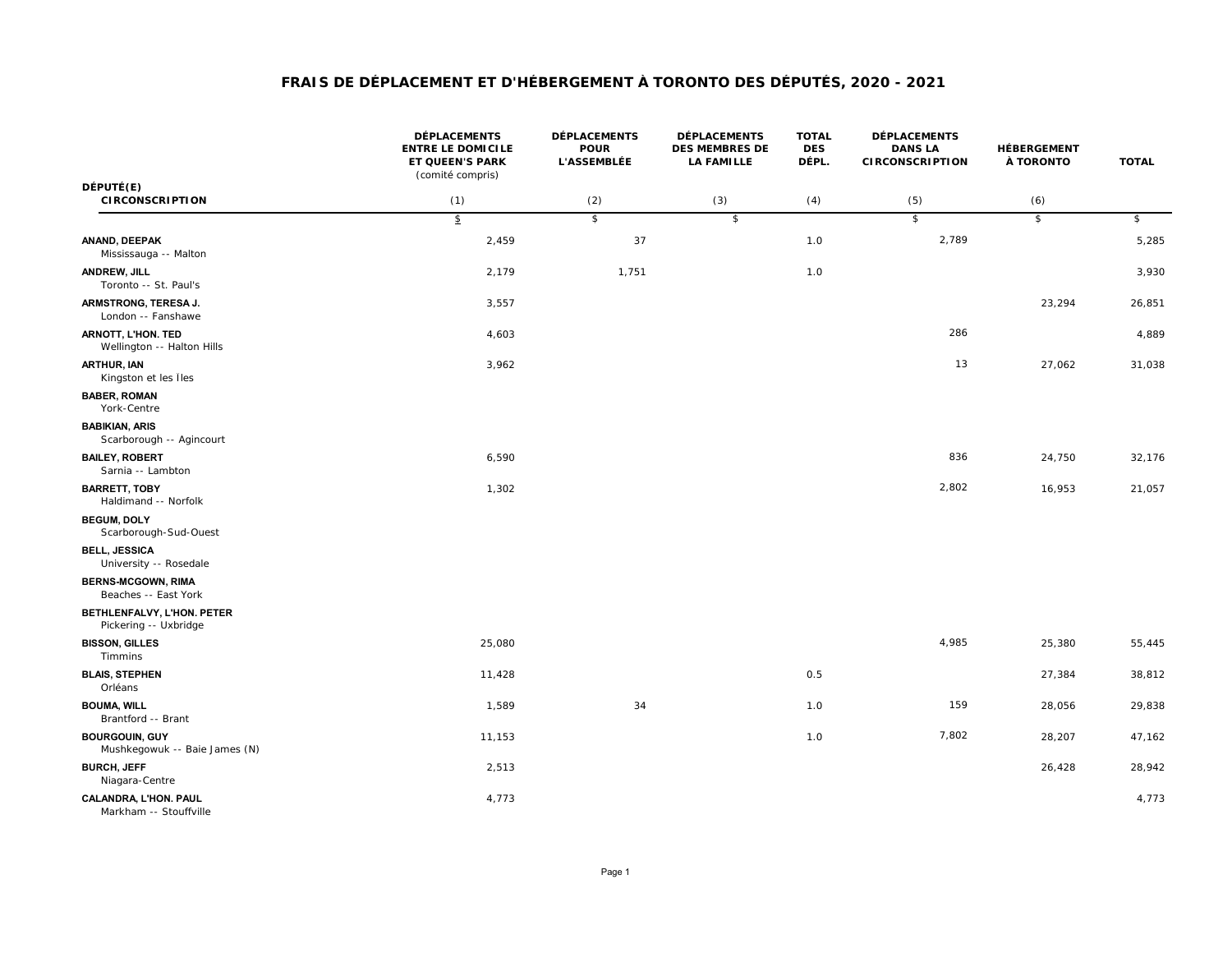# FRAIS DE DÉPLACEMENT ET D'HÉBERGEMENT À TORONTO DES DÉPUTÉS, 2020 - 2021

| DÉPUTÉ(E) CIRCONSCRIPTION | DÉPLACEMENTS ENTRE LE DOMICILE ET QUEEN'S PARK (comité compris) | DÉPLACEMENTS POUR L'ASSEMBLÉE | DÉPLACEMENTS DES MEMBRES DE LA FAMILLE | TOTAL DES DÉPL. | DÉPLACEMENTS DANS LA CIRCONSCRIPTION | HÉBERGEMENT À TORONTO | TOTAL |
|---|---|---|---|---|---|---|---|
| | (1) | (2) | (3) | (4) | (5) | (6) | |
| | $ | $ | $ | | $ | $ | $ |
| **ANAND, DEEPAK** Mississauga -- Malton | 2,459 | 37 | | 1.0 | 2,789 | | 5,285 |
| **ANDREW, JILL** Toronto -- St. Paul's | 2,179 | 1,751 | | 1.0 | | | 3,930 |
| **ARMSTRONG, TERESA J.** London -- Fanshawe | 3,557 | | | | | 23,294 | 26,851 |
| **ARNOTT, L'HON. TED** Wellington -- Halton Hills | 4,603 | | | | 286 | | 4,889 |
| **ARTHUR, IAN** Kingston et les Îles | 3,962 | | | | 13 | 27,062 | 31,038 |
| **BABER, ROMAN** York-Centre | | | | | | | |
| **BABIKIAN, ARIS** Scarborough -- Agincourt | | | | | | | |
| **BAILEY, ROBERT** Sarnia -- Lambton | 6,590 | | | | 836 | 24,750 | 32,176 |
| **BARRETT, TOBY** Haldimand -- Norfolk | 1,302 | | | | 2,802 | 16,953 | 21,057 |
| **BEGUM, DOLY** Scarborough-Sud-Ouest | | | | | | | |
| **BELL, JESSICA** University -- Rosedale | | | | | | | |
| **BERNS-MCGOWN, RIMA** Beaches -- East York | | | | | | | |
| **BETHLENFALVY, L'HON. PETER** Pickering -- Uxbridge | | | | | | | |
| **BISSON, GILLES** Timmins | 25,080 | | | | 4,985 | 25,380 | 55,445 |
| **BLAIS, STEPHEN** Orléans | 11,428 | | | 0.5 | | 27,384 | 38,812 |
| **BOUMA, WILL** Brantford -- Brant | 1,589 | 34 | | 1.0 | 159 | 28,056 | 29,838 |
| **BOURGOUIN, GUY** Mushkegowuk -- Baie James (N) | 11,153 | | | 1.0 | 7,802 | 28,207 | 47,162 |
| **BURCH, JEFF** Niagara-Centre | 2,513 | | | | | 26,428 | 28,942 |
| **CALANDRA, L'HON. PAUL** Markham -- Stouffville | 4,773 | | | | | | 4,773 |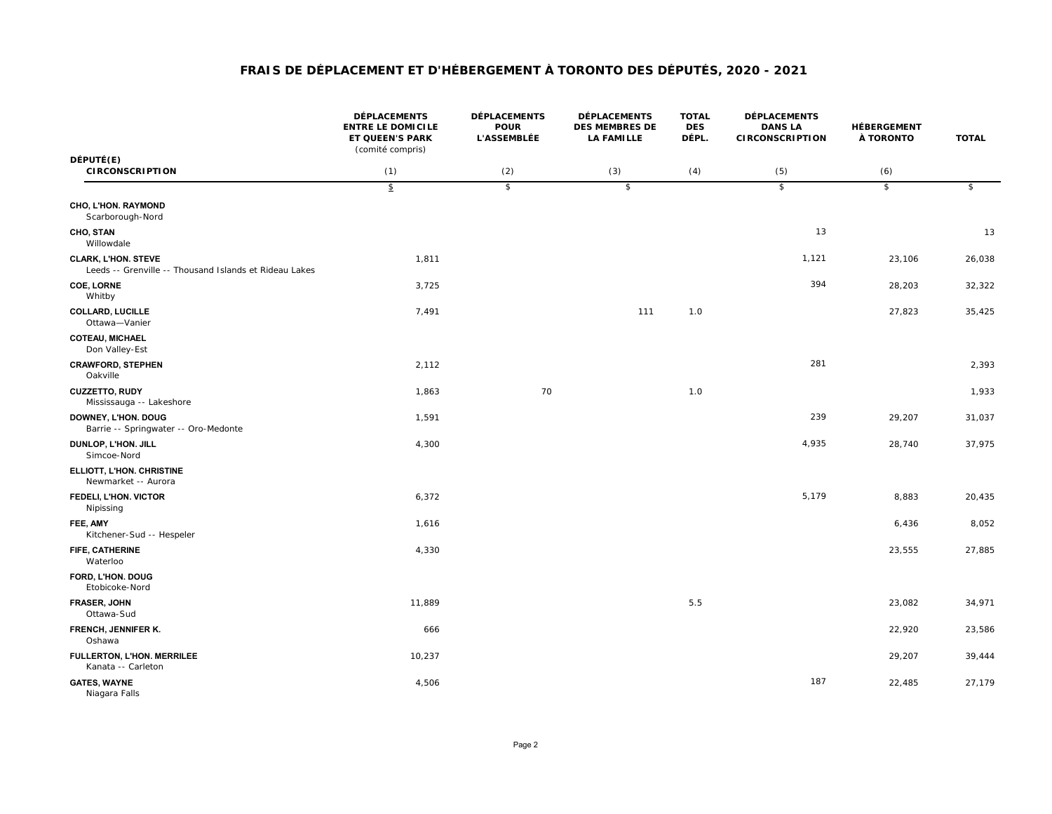# FRAIS DE DÉPLACEMENT ET D'HÉBERGEMENT À TORONTO DES DÉPUTÉS, 2020 - 2021

| DÉPUTÉ(E) CIRCONSCRIPTION | DÉPLACEMENTS ENTRE LE DOMICILE ET QUEEN'S PARK (comité compris) (1) | DÉPLACEMENTS POUR L'ASSEMBLÉE (2) | DÉPLACEMENTS DES MEMBRES DE LA FAMILLE (3) | TOTAL DES DÉPL. (4) | DÉPLACEMENTS DANS LA CIRCONSCRIPTION (5) | HÉBERGEMENT À TORONTO (6) | TOTAL |
|---|---|---|---|---|---|---|---|
| | $ | $ | $ | | $ | $ | $ |
| **CHO, L'HON. RAYMOND** Scarborough-Nord | | | | | | | |
| **CHO, STAN** Willowdale | | | | | 13 | | 13 |
| **CLARK, L'HON. STEVE** Leeds -- Grenville -- Thousand Islands et Rideau Lakes | 1,811 | | | | 1,121 | 23,106 | 26,038 |
| **COE, LORNE** Whitby | 3,725 | | | | 394 | 28,203 | 32,322 |
| **COLLARD, LUCILLE** Ottawa—Vanier | 7,491 | | 111 | 1.0 | | 27,823 | 35,425 |
| **COTEAU, MICHAEL** Don Valley-Est | | | | | | | |
| **CRAWFORD, STEPHEN** Oakville | 2,112 | | | | 281 | | 2,393 |
| **CUZZETTO, RUDY** Mississauga -- Lakeshore | 1,863 | 70 | | 1.0 | | | 1,933 |
| **DOWNEY, L'HON. DOUG** Barrie -- Springwater -- Oro-Medonte | 1,591 | | | | 239 | 29,207 | 31,037 |
| **DUNLOP, L'HON. JILL** Simcoe-Nord | 4,300 | | | | 4,935 | 28,740 | 37,975 |
| **ELLIOTT, L'HON. CHRISTINE** Newmarket -- Aurora | | | | | | | |
| **FEDELI, L'HON. VICTOR** Nipissing | 6,372 | | | | 5,179 | 8,883 | 20,435 |
| **FEE, AMY** Kitchener-Sud -- Hespeler | 1,616 | | | | | 6,436 | 8,052 |
| **FIFE, CATHERINE** Waterloo | 4,330 | | | | | 23,555 | 27,885 |
| **FORD, L'HON. DOUG** Etobicoke-Nord | | | | | | | |
| **FRASER, JOHN** Ottawa-Sud | 11,889 | | | 5.5 | | 23,082 | 34,971 |
| **FRENCH, JENNIFER K.** Oshawa | 666 | | | | | 22,920 | 23,586 |
| **FULLERTON, L'HON. MERRILEE** Kanata -- Carleton | 10,237 | | | | | 29,207 | 39,444 |
| **GATES, WAYNE** Niagara Falls | 4,506 | | | | 187 | 22,485 | 27,179 |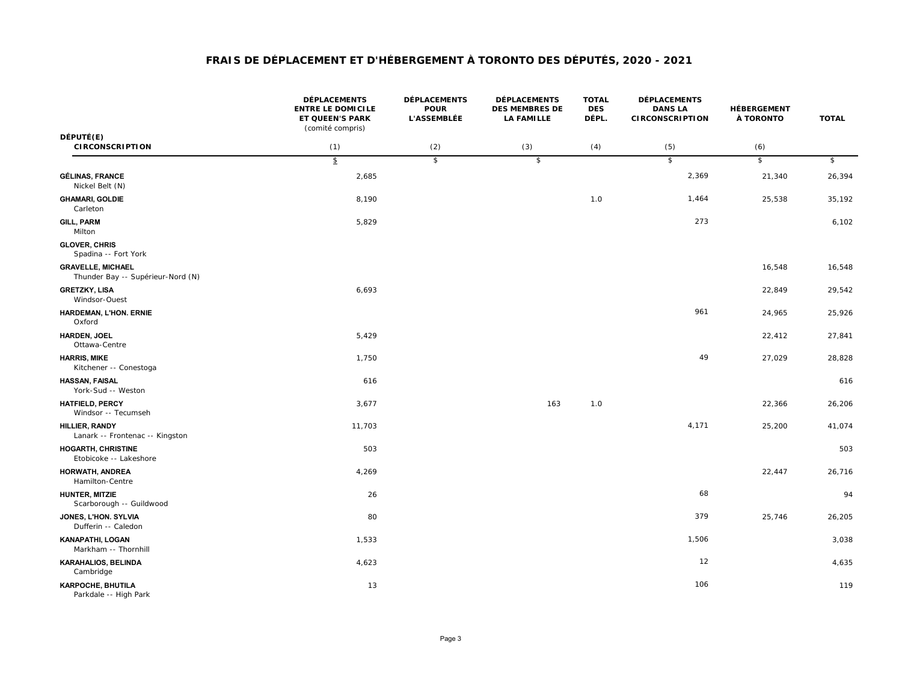# FRAIS DE DÉPLACEMENT ET D'HÉBERGEMENT À TORONTO DES DÉPUTÉS, 2020 - 2021

| DÉPUTÉ(E) CIRCONSCRIPTION | DÉPLACEMENTS ENTRE LE DOMICILE ET QUEEN'S PARK (comité compris) (1) | DÉPLACEMENTS POUR L'ASSEMBLÉE (2) | DÉPLACEMENTS DES MEMBRES DE LA FAMILLE (3) | TOTAL DES DÉPL. (4) | DÉPLACEMENTS DANS LA CIRCONSCRIPTION (5) | HÉBERGEMENT À TORONTO (6) | TOTAL |
|---|---|---|---|---|---|---|---|
| | $ | $ | $ | | $ | $ | $ |
| **GÉLINAS, FRANCE** Nickel Belt (N) | 2,685 | | | | 2,369 | 21,340 | 26,394 |
| **GHAMARI, GOLDIE** Carleton | 8,190 | | | 1.0 | 1,464 | 25,538 | 35,192 |
| **GILL, PARM** Milton | 5,829 | | | | 273 | | 6,102 |
| **GLOVER, CHRIS** Spadina -- Fort York | | | | | | | |
| **GRAVELLE, MICHAEL** Thunder Bay -- Supérieur-Nord (N) | | | | | | 16,548 | 16,548 |
| **GRETZKY, LISA** Windsor-Ouest | 6,693 | | | | | 22,849 | 29,542 |
| **HARDEMAN, L'HON. ERNIE** Oxford | | | | | 961 | 24,965 | 25,926 |
| **HARDEN, JOEL** Ottawa-Centre | 5,429 | | | | | 22,412 | 27,841 |
| **HARRIS, MIKE** Kitchener -- Conestoga | 1,750 | | | | 49 | 27,029 | 28,828 |
| **HASSAN, FAISAL** York-Sud -- Weston | 616 | | | | | | 616 |
| **HATFIELD, PERCY** Windsor -- Tecumseh | 3,677 | | 163 | 1.0 | | 22,366 | 26,206 |
| **HILLIER, RANDY** Lanark -- Frontenac -- Kingston | 11,703 | | | | 4,171 | 25,200 | 41,074 |
| **HOGARTH, CHRISTINE** Etobicoke -- Lakeshore | 503 | | | | | | 503 |
| **HORWATH, ANDREA** Hamilton-Centre | 4,269 | | | | | 22,447 | 26,716 |
| **HUNTER, MITZIE** Scarborough -- Guildwood | 26 | | | | 68 | | 94 |
| **JONES, L'HON. SYLVIA** Dufferin -- Caledon | 80 | | | | 379 | 25,746 | 26,205 |
| **KANAPATHI, LOGAN** Markham -- Thornhill | 1,533 | | | | 1,506 | | 3,038 |
| **KARAHALIOS, BELINDA** Cambridge | 4,623 | | | | 12 | | 4,635 |
| **KARPOCHE, BHUTILA** Parkdale -- High Park | 13 | | | | 106 | | 119 |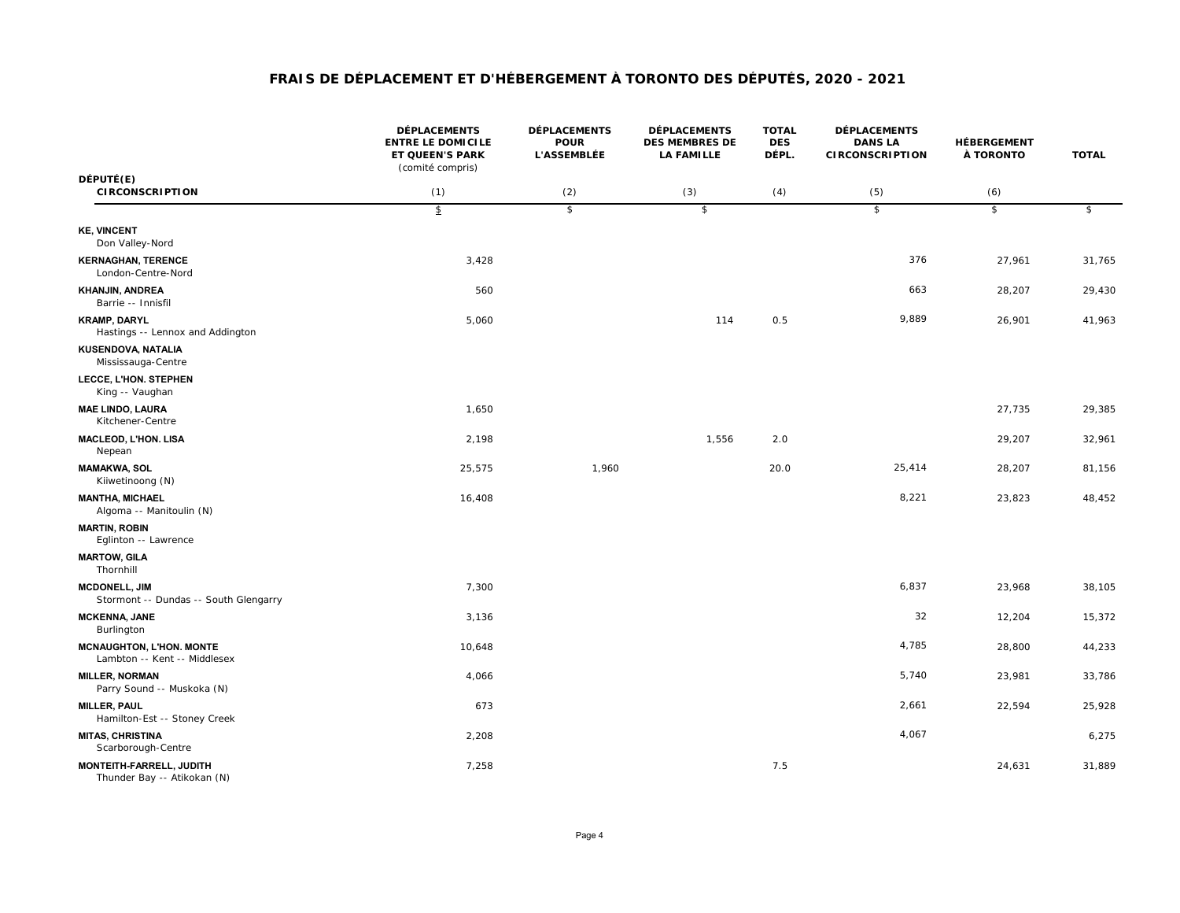# FRAIS DE DÉPLACEMENT ET D'HÉBERGEMENT À TORONTO DES DÉPUTÉS, 2020 - 2021

| DÉPUTÉ(E) CIRCONSCRIPTION | DÉPLACEMENTS ENTRE LE DOMICILE ET QUEEN'S PARK (comité compris) (1) | DÉPLACEMENTS POUR L'ASSEMBLÉE (2) | DÉPLACEMENTS DES MEMBRES DE LA FAMILLE (3) | TOTAL DES DÉPL. (4) | DÉPLACEMENTS DANS LA CIRCONSCRIPTION (5) | HÉBERGEMENT À TORONTO (6) | TOTAL |
|---|---|---|---|---|---|---|---|
| | $ | $ | $ | | $ | $ | $ |
| **KE, VINCENT** Don Valley-Nord | | | | | | | |
| **KERNAGHAN, TERENCE** London-Centre-Nord | 3,428 | | | | 376 | 27,961 | 31,765 |
| **KHANJIN, ANDREA** Barrie -- Innisfil | 560 | | | | 663 | 28,207 | 29,430 |
| **KRAMP, DARYL** Hastings -- Lennox and Addington | 5,060 | | 114 | 0.5 | 9,889 | 26,901 | 41,963 |
| **KUSENDOVA, NATALIA** Mississauga-Centre | | | | | | | |
| **LECCE, L'HON. STEPHEN** King -- Vaughan | | | | | | | |
| **MAE LINDO, LAURA** Kitchener-Centre | 1,650 | | | | | 27,735 | 29,385 |
| **MACLEOD, L'HON. LISA** Nepean | 2,198 | | 1,556 | 2.0 | | 29,207 | 32,961 |
| **MAMAKWA, SOL** Kiiwetinoong (N) | 25,575 | 1,960 | | 20.0 | 25,414 | 28,207 | 81,156 |
| **MANTHA, MICHAEL** Algoma -- Manitoulin (N) | 16,408 | | | | 8,221 | 23,823 | 48,452 |
| **MARTIN, ROBIN** Eglinton -- Lawrence | | | | | | | |
| **MARTOW, GILA** Thornhill | | | | | | | |
| **MCDONELL, JIM** Stormont -- Dundas -- South Glengarry | 7,300 | | | | 6,837 | 23,968 | 38,105 |
| **MCKENNA, JANE** Burlington | 3,136 | | | | 32 | 12,204 | 15,372 |
| **MCNAUGHTON, L'HON. MONTE** Lambton -- Kent -- Middlesex | 10,648 | | | | 4,785 | 28,800 | 44,233 |
| **MILLER, NORMAN** Parry Sound -- Muskoka (N) | 4,066 | | | | 5,740 | 23,981 | 33,786 |
| **MILLER, PAUL** Hamilton-Est -- Stoney Creek | 673 | | | | 2,661 | 22,594 | 25,928 |
| **MITAS, CHRISTINA** Scarborough-Centre | 2,208 | | | | 4,067 | | 6,275 |
| **MONTEITH-FARRELL, JUDITH** Thunder Bay -- Atikokan (N) | 7,258 | | | 7.5 | | 24,631 | 31,889 |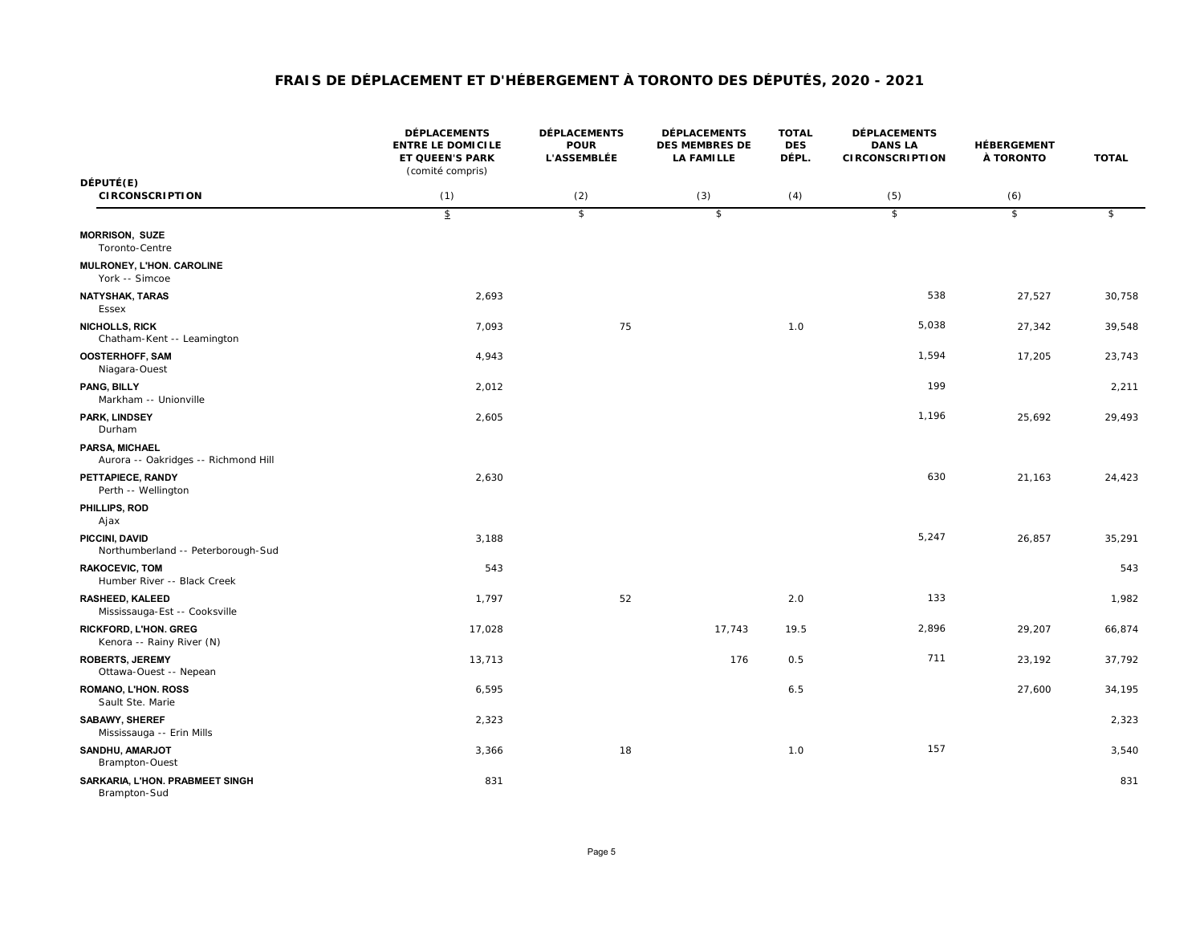# FRAIS DE DÉPLACEMENT ET D'HÉBERGEMENT À TORONTO DES DÉPUTÉS, 2020 - 2021

| DÉPUTÉ(E) CIRCONSCRIPTION | DÉPLACEMENTS ENTRE LE DOMICILE ET QUEEN'S PARK (comité compris) (1) | DÉPLACEMENTS POUR L'ASSEMBLÉE (2) | DÉPLACEMENTS DES MEMBRES DE LA FAMILLE (3) | TOTAL DES DÉPL. (4) | DÉPLACEMENTS DANS LA CIRCONSCRIPTION (5) | HÉBERGEMENT À TORONTO (6) | TOTAL |
|---|---|---|---|---|---|---|---|
| | $ | $ | $ | | $ | $ | $ |
| **MORRISON, SUZE** Toronto-Centre | | | | | | | |
| **MULRONEY, L'HON. CAROLINE** York -- Simcoe | | | | | | | |
| **NATYSHAK, TARAS** Essex | 2,693 | | | | 538 | 27,527 | 30,758 |
| **NICHOLLS, RICK** Chatham-Kent -- Leamington | 7,093 | 75 | | 1.0 | 5,038 | 27,342 | 39,548 |
| **OOSTERHOFF, SAM** Niagara-Ouest | 4,943 | | | | 1,594 | 17,205 | 23,743 |
| **PANG, BILLY** Markham -- Unionville | 2,012 | | | | 199 | | 2,211 |
| **PARK, LINDSEY** Durham | 2,605 | | | | 1,196 | 25,692 | 29,493 |
| **PARSA, MICHAEL** Aurora -- Oakridges -- Richmond Hill | | | | | | | |
| **PETTAPIECE, RANDY** Perth -- Wellington | 2,630 | | | | 630 | 21,163 | 24,423 |
| **PHILLIPS, ROD** Ajax | | | | | | | |
| **PICCINI, DAVID** Northumberland -- Peterborough-Sud | 3,188 | | | | 5,247 | 26,857 | 35,291 |
| **RAKOCEVIC, TOM** Humber River -- Black Creek | 543 | | | | | | 543 |
| **RASHEED, KALEED** Mississauga-Est -- Cooksville | 1,797 | 52 | | 2.0 | 133 | | 1,982 |
| **RICKFORD, L'HON. GREG** Kenora -- Rainy River (N) | 17,028 | | 17,743 | 19.5 | 2,896 | 29,207 | 66,874 |
| **ROBERTS, JEREMY** Ottawa-Ouest -- Nepean | 13,713 | | 176 | 0.5 | 711 | 23,192 | 37,792 |
| **ROMANO, L'HON. ROSS** Sault Ste. Marie | 6,595 | | | 6.5 | | 27,600 | 34,195 |
| **SABAWY, SHEREF** Mississauga -- Erin Mills | 2,323 | | | | | | 2,323 |
| **SANDHU, AMARJOT** Brampton-Ouest | 3,366 | 18 | | 1.0 | 157 | | 3,540 |
| **SARKARIA, L'HON. PRABMEET SINGH** Brampton-Sud | 831 | | | | | | 831 |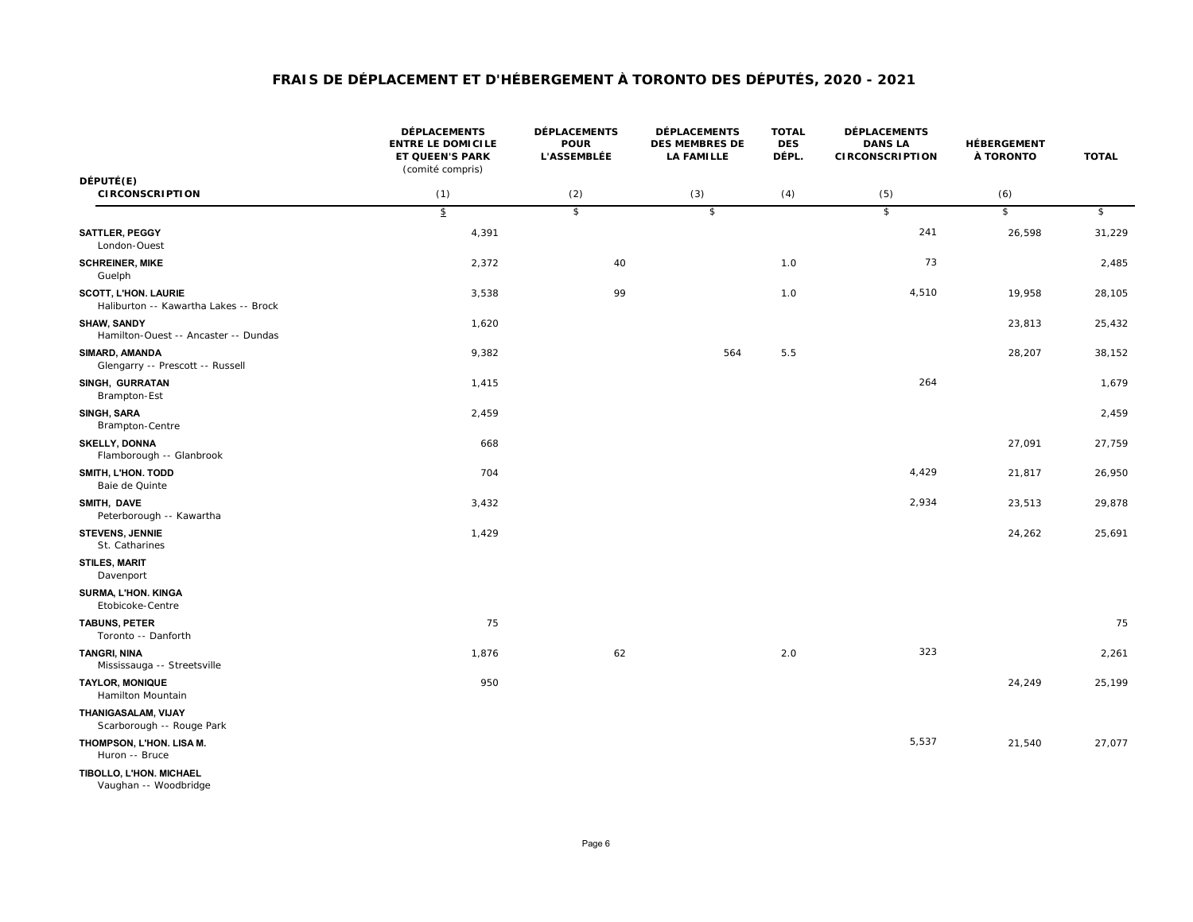# FRAIS DE DÉPLACEMENT ET D'HÉBERGEMENT À TORONTO DES DÉPUTÉS, 2020 - 2021

| DÉPUTÉ(E) CIRCONSCRIPTION | DÉPLACEMENTS ENTRE LE DOMICILE ET QUEEN'S PARK (comité compris) (1) | DÉPLACEMENTS POUR L'ASSEMBLÉE (2) | DÉPLACEMENTS DES MEMBRES DE LA FAMILLE (3) | TOTAL DES DÉPL. (4) | DÉPLACEMENTS DANS LA CIRCONSCRIPTION (5) | HÉBERGEMENT À TORONTO (6) | TOTAL |
|---|---|---|---|---|---|---|---|
| | $ | $ | $ | | $ | $ | $ |
| **SATTLER, PEGGY** London-Ouest | 4,391 | | | | 241 | 26,598 | 31,229 |
| **SCHREINER, MIKE** Guelph | 2,372 | 40 | | 1.0 | 73 | | 2,485 |
| **SCOTT, L'HON. LAURIE** Haliburton -- Kawartha Lakes -- Brock | 3,538 | 99 | | 1.0 | 4,510 | 19,958 | 28,105 |
| **SHAW, SANDY** Hamilton-Ouest -- Ancaster -- Dundas | 1,620 | | | | | 23,813 | 25,432 |
| **SIMARD, AMANDA** Glengarry -- Prescott -- Russell | 9,382 | | 564 | 5.5 | | 28,207 | 38,152 |
| **SINGH, GURRATAN** Brampton-Est | 1,415 | | | | 264 | | 1,679 |
| **SINGH, SARA** Brampton-Centre | 2,459 | | | | | | 2,459 |
| **SKELLY, DONNA** Flamborough -- Glanbrook | 668 | | | | | 27,091 | 27,759 |
| **SMITH, L'HON. TODD** Baie de Quinte | 704 | | | | 4,429 | 21,817 | 26,950 |
| **SMITH, DAVE** Peterborough -- Kawartha | 3,432 | | | | 2,934 | 23,513 | 29,878 |
| **STEVENS, JENNIE** St. Catharines | 1,429 | | | | | 24,262 | 25,691 |
| **STILES, MARIT** Davenport | | | | | | | |
| **SURMA, L'HON. KINGA** Etobicoke-Centre | | | | | | | |
| **TABUNS, PETER** Toronto -- Danforth | 75 | | | | | | 75 |
| **TANGRI, NINA** Mississauga -- Streetsville | 1,876 | 62 | | 2.0 | 323 | | 2,261 |
| **TAYLOR, MONIQUE** Hamilton Mountain | 950 | | | | | 24,249 | 25,199 |
| **THANIGASALAM, VIJAY** Scarborough -- Rouge Park | | | | | | | |
| **THOMPSON, L'HON. LISA M.** Huron -- Bruce | | | | | 5,537 | 21,540 | 27,077 |
| **TIBOLLO, L'HON. MICHAEL** Vaughan -- Woodbridge | | | | | | | |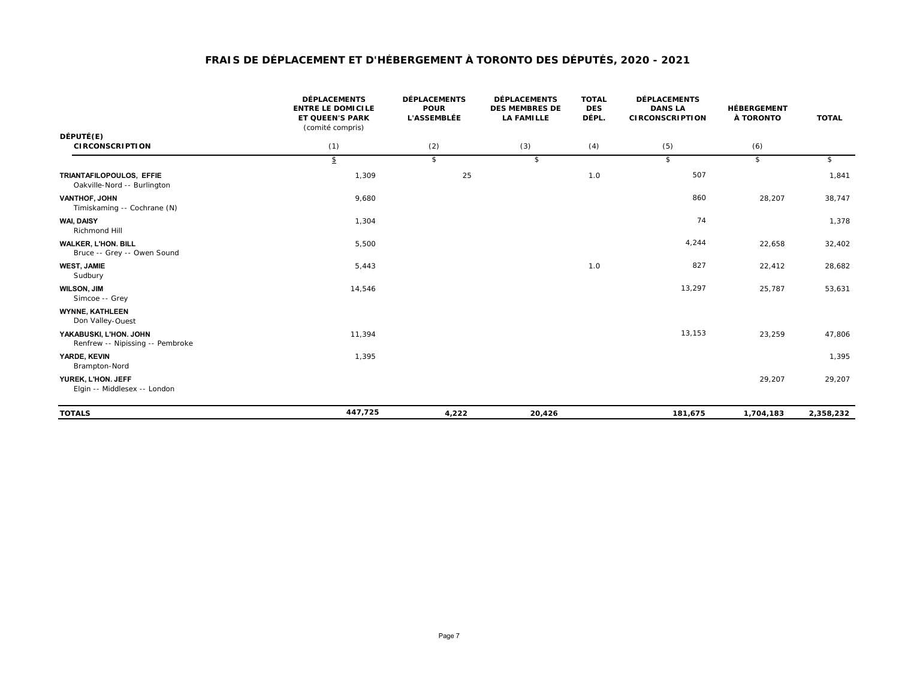# FRAIS DE DÉPLACEMENT ET D'HÉBERGEMENT À TORONTO DES DÉPUTÉS, 2020 - 2021

| DÉPUTÉ(E) CIRCONSCRIPTION | DÉPLACEMENTS ENTRE LE DOMICILE ET QUEEN'S PARK (comité compris) (1) | DÉPLACEMENTS POUR L'ASSEMBLÉE (2) | DÉPLACEMENTS DES MEMBRES DE LA FAMILLE (3) | TOTAL DES DÉPL. (4) | DÉPLACEMENTS DANS LA CIRCONSCRIPTION (5) | HÉBERGEMENT À TORONTO (6) | TOTAL |
|---|---|---|---|---|---|---|---|
| | $ | $ | $ | | $ | $ | $ |
| **TRIANTAFILOPOULOS, EFFIE** Oakville-Nord -- Burlington | 1,309 | 25 | | 1.0 | 507 | | 1,841 |
| **VANTHOF, JOHN** Timiskaming -- Cochrane (N) | 9,680 | | | | 860 | 28,207 | 38,747 |
| **WAI, DAISY** Richmond Hill | 1,304 | | | | 74 | | 1,378 |
| **WALKER, L'HON. BILL** Bruce -- Grey -- Owen Sound | 5,500 | | | | 4,244 | 22,658 | 32,402 |
| **WEST, JAMIE** Sudbury | 5,443 | | | 1.0 | 827 | 22,412 | 28,682 |
| **WILSON, JIM** Simcoe -- Grey | 14,546 | | | | 13,297 | 25,787 | 53,631 |
| **WYNNE, KATHLEEN** Don Valley-Ouest | | | | | | | |
| **YAKABUSKI, L'HON. JOHN** Renfrew -- Nipissing -- Pembroke | 11,394 | | | | 13,153 | 23,259 | 47,806 |
| **YARDE, KEVIN** Brampton-Nord | 1,395 | | | | | | 1,395 |
| **YUREK, L'HON. JEFF** Elgin -- Middlesex -- London | | | | | | 29,207 | 29,207 |
| **TOTALS** | **447,725** | **4,222** | **20,426** | | **181,675** | **1,704,183** | **2,358,232** |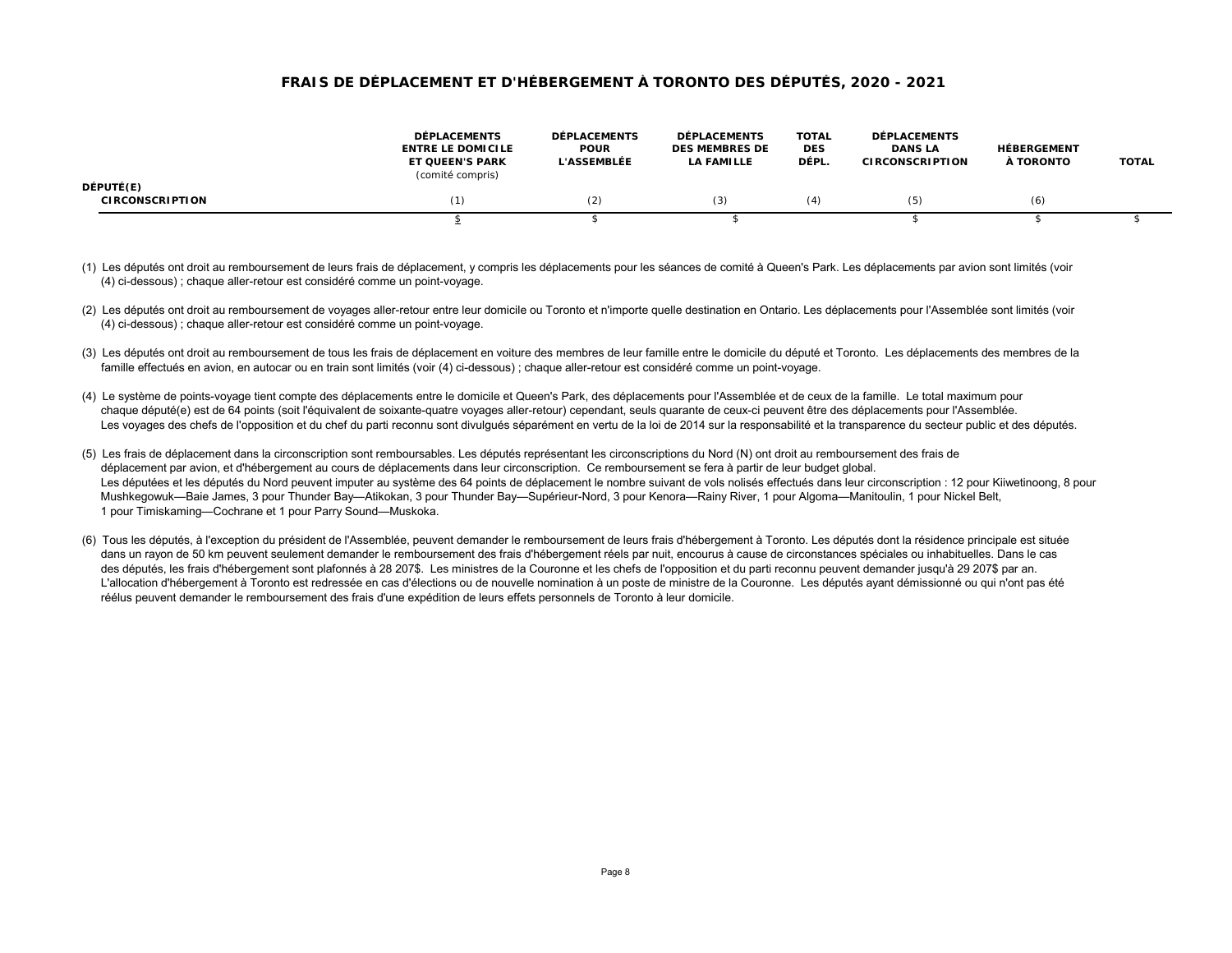# FRAIS DE DÉPLACEMENT ET D'HÉBERGEMENT À TORONTO DES DÉPUTÉS, 2020 - 2021

| DÉPUTÉ(E) CIRCONSCRIPTION | DÉPLACEMENTS ENTRE LE DOMICILE ET QUEEN'S PARK (comité compris) (1) | DÉPLACEMENTS POUR L'ASSEMBLÉE (2) | DÉPLACEMENTS DES MEMBRES DE LA FAMILLE (3) | TOTAL DES DÉPL. (4) | DÉPLACEMENTS DANS LA CIRCONSCRIPTION (5) | HÉBERGEMENT À TORONTO (6) | TOTAL |
|---|---|---|---|---|---|---|---|
| | $ | $ | $ | | $ | $ | $ |

(1) Les députés ont droit au remboursement de leurs frais de déplacement, y compris les déplacements pour les séances de comité à Queen's Park. Les déplacements par avion sont limités (voir (4) ci-dessous) ; chaque aller-retour est considéré comme un point-voyage.

(2) Les députés ont droit au remboursement de voyages aller-retour entre leur domicile ou Toronto et n'importe quelle destination en Ontario. Les déplacements pour l'Assemblée sont limités (voir (4) ci-dessous) ; chaque aller-retour est considéré comme un point-voyage.

(3) Les députés ont droit au remboursement de tous les frais de déplacement en voiture des membres de leur famille entre le domicile du député et Toronto. Les déplacements des membres de la famille effectués en avion, en autocar ou en train sont limités (voir (4) ci-dessous) ; chaque aller-retour est considéré comme un point-voyage.

(4) Le système de points-voyage tient compte des déplacements entre le domicile et Queen's Park, des déplacements pour l'Assemblée et de ceux de la famille. Le total maximum pour chaque député(e) est de 64 points (soit l'équivalent de soixante-quatre voyages aller-retour) cependant, seuls quarante de ceux-ci peuvent être des déplacements pour l'Assemblée. Les voyages des chefs de l'opposition et du chef du parti reconnu sont divulgués séparément en vertu de la loi de 2014 sur la responsabilité et la transparence du secteur public et des députés.

(5) Les frais de déplacement dans la circonscription sont remboursables. Les députés représentant les circonscriptions du Nord (N) ont droit au remboursement des frais de déplacement par avion, et d'hébergement au cours de déplacements dans leur circonscription. Ce remboursement se fera à partir de leur budget global. Les députées et les députés du Nord peuvent imputer au système des 64 points de déplacement le nombre suivant de vols nolisés effectués dans leur circonscription : 12 pour Kiiwetinoong, 8 pour Mushkegowuk—Baie James, 3 pour Thunder Bay—Atikokan, 3 pour Thunder Bay—Supérieur-Nord, 3 pour Kenora—Rainy River, 1 pour Algoma—Manitoulin, 1 pour Nickel Belt, 1 pour Timiskaming—Cochrane et 1 pour Parry Sound—Muskoka.

(6) Tous les députés, à l'exception du président de l'Assemblée, peuvent demander le remboursement de leurs frais d'hébergement à Toronto. Les députés dont la résidence principale est située dans un rayon de 50 km peuvent seulement demander le remboursement des frais d'hébergement réels par nuit, encourus à cause de circonstances spéciales ou inhabituelles. Dans le cas des députés, les frais d'hébergement sont plafonnés à 28 207$. Les ministres de la Couronne et les chefs de l'opposition et du parti reconnu peuvent demander jusqu'à 29 207$ par an. L'allocation d'hébergement à Toronto est redressée en cas d'élections ou de nouvelle nomination à un poste de ministre de la Couronne. Les députés ayant démissionné ou qui n'ont pas été réélus peuvent demander le remboursement des frais d'une expédition de leurs effets personnels de Toronto à leur domicile.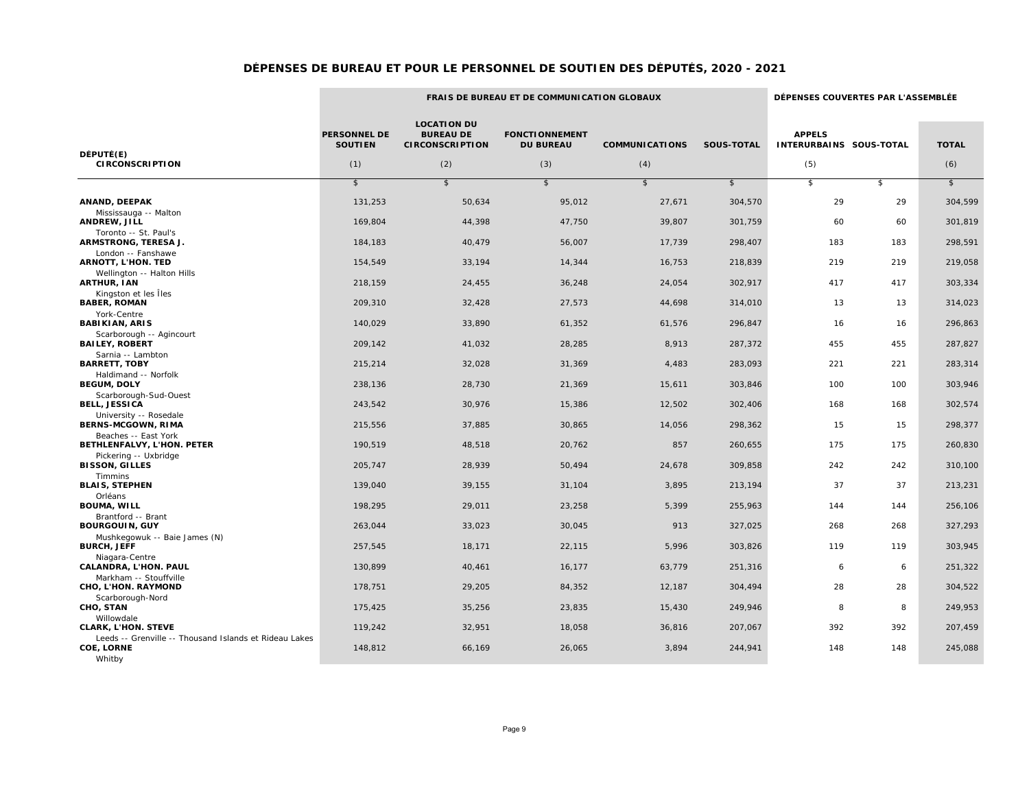# DÉPENSES DE BUREAU ET POUR LE PERSONNEL DE SOUTIEN DES DÉPUTÉS, 2020 - 2021

| DÉPUTÉ(E) CIRCONSCRIPTION | FRAIS DE BUREAU ET DE COMMUNICATION GLOBAUX | | | | | DÉPENSES COUVERTES PAR L'ASSEMBLÉE | | |
|---|---|---|---|---|---|---|---|---|
| | PERSONNEL DE SOUTIEN (1) | LOCATION DU BUREAU DE CIRCONSCRIPTION (2) | FONCTIONNEMENT DU BUREAU (3) | COMMUNICATIONS (4) | SOUS-TOTAL | APPELS INTERURBAINS (5) | SOUS-TOTAL | TOTAL (6) |
| | $ | $ | $ | $ | $ | $ | $ | $ |
| **ANAND, DEEPAK** Mississauga -- Malton | 131,253 | 50,634 | 95,012 | 27,671 | 304,570 | 29 | 29 | 304,599 |
| **ANDREW, JILL** Toronto -- St. Paul's | 169,804 | 44,398 | 47,750 | 39,807 | 301,759 | 60 | 60 | 301,819 |
| **ARMSTRONG, TERESA J.** London -- Fanshawe | 184,183 | 40,479 | 56,007 | 17,739 | 298,407 | 183 | 183 | 298,591 |
| **ARNOTT, L'HON. TED** Wellington -- Halton Hills | 154,549 | 33,194 | 14,344 | 16,753 | 218,839 | 219 | 219 | 219,058 |
| **ARTHUR, IAN** Kingston et les Îles | 218,159 | 24,455 | 36,248 | 24,054 | 302,917 | 417 | 417 | 303,334 |
| **BABER, ROMAN** York-Centre | 209,310 | 32,428 | 27,573 | 44,698 | 314,010 | 13 | 13 | 314,023 |
| **BABIKIAN, ARIS** Scarborough -- Agincourt | 140,029 | 33,890 | 61,352 | 61,576 | 296,847 | 16 | 16 | 296,863 |
| **BAILEY, ROBERT** Sarnia -- Lambton | 209,142 | 41,032 | 28,285 | 8,913 | 287,372 | 455 | 455 | 287,827 |
| **BARRETT, TOBY** Haldimand -- Norfolk | 215,214 | 32,028 | 31,369 | 4,483 | 283,093 | 221 | 221 | 283,314 |
| **BEGUM, DOLY** Scarborough-Sud-Ouest | 238,136 | 28,730 | 21,369 | 15,611 | 303,846 | 100 | 100 | 303,946 |
| **BELL, JESSICA** University -- Rosedale | 243,542 | 30,976 | 15,386 | 12,502 | 302,406 | 168 | 168 | 302,574 |
| **BERNS-MCGOWN, RIMA** Beaches -- East York | 215,556 | 37,885 | 30,865 | 14,056 | 298,362 | 15 | 15 | 298,377 |
| **BETHLENFALVY, L'HON. PETER** Pickering -- Uxbridge | 190,519 | 48,518 | 20,762 | 857 | 260,655 | 175 | 175 | 260,830 |
| **BISSON, GILLES** Timmins | 205,747 | 28,939 | 50,494 | 24,678 | 309,858 | 242 | 242 | 310,100 |
| **BLAIS, STEPHEN** Orléans | 139,040 | 39,155 | 31,104 | 3,895 | 213,194 | 37 | 37 | 213,231 |
| **BOUMA, WILL** Brantford -- Brant | 198,295 | 29,011 | 23,258 | 5,399 | 255,963 | 144 | 144 | 256,106 |
| **BOURGOUIN, GUY** Mushkegowuk -- Baie James (N) | 263,044 | 33,023 | 30,045 | 913 | 327,025 | 268 | 268 | 327,293 |
| **BURCH, JEFF** Niagara-Centre | 257,545 | 18,171 | 22,115 | 5,996 | 303,826 | 119 | 119 | 303,945 |
| **CALANDRA, L'HON. PAUL** Markham -- Stouffville | 130,899 | 40,461 | 16,177 | 63,779 | 251,316 | 6 | 6 | 251,322 |
| **CHO, L'HON. RAYMOND** Scarborough-Nord | 178,751 | 29,205 | 84,352 | 12,187 | 304,494 | 28 | 28 | 304,522 |
| **CHO, STAN** Willowdale | 175,425 | 35,256 | 23,835 | 15,430 | 249,946 | 8 | 8 | 249,953 |
| **CLARK, L'HON. STEVE** Leeds -- Grenville -- Thousand Islands et Rideau Lakes | 119,242 | 32,951 | 18,058 | 36,816 | 207,067 | 392 | 392 | 207,459 |
| **COE, LORNE** Whitby | 148,812 | 66,169 | 26,065 | 3,894 | 244,941 | 148 | 148 | 245,088 |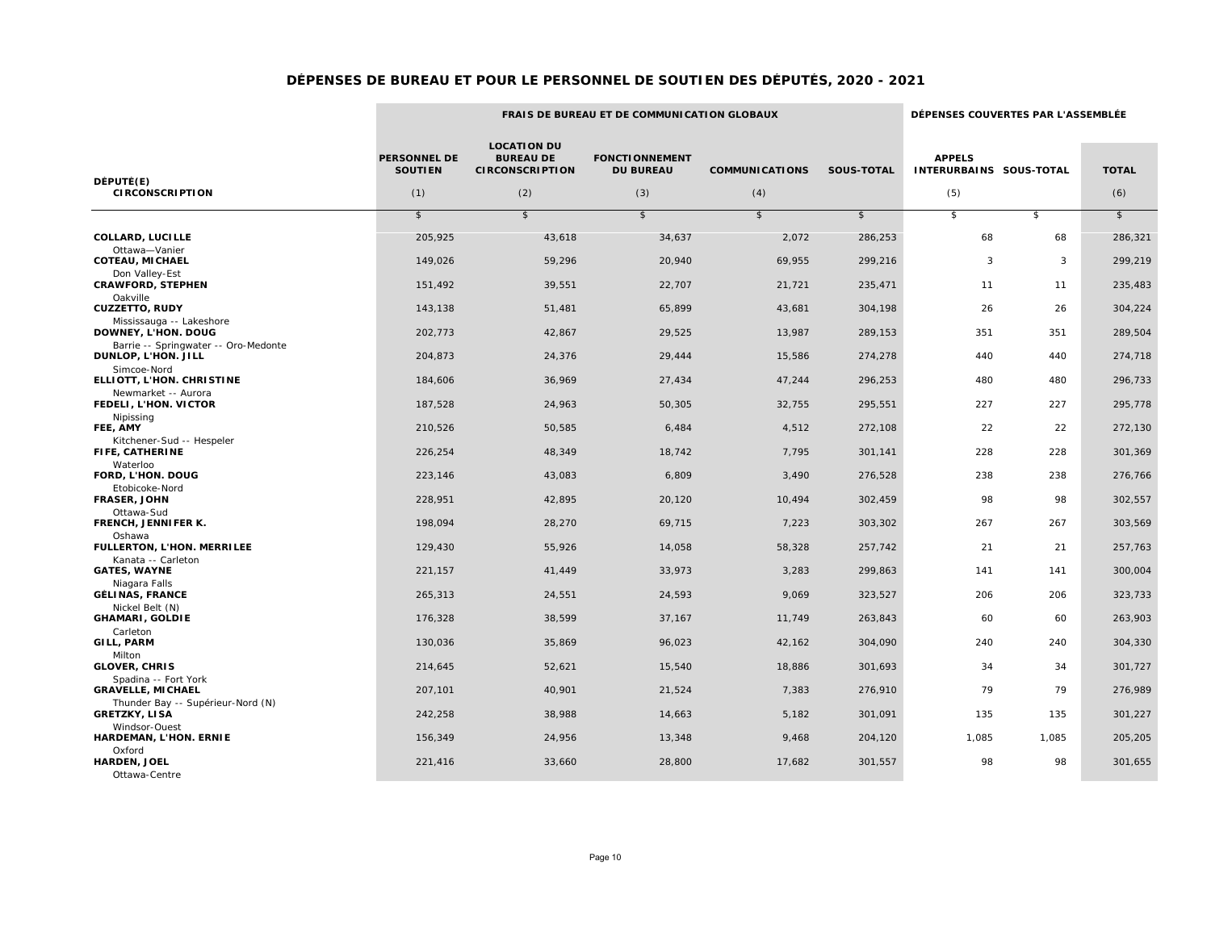# DÉPENSES DE BUREAU ET POUR LE PERSONNEL DE SOUTIEN DES DÉPUTÉS, 2020 - 2021

| DÉPUTÉ(E) CIRCONSCRIPTION | FRAIS DE BUREAU ET DE COMMUNICATION GLOBAUX | | | | | DÉPENSES COUVERTES PAR L'ASSEMBLÉE | | |
|---|---|---|---|---|---|---|---|---|
| | PERSONNEL DE SOUTIEN (1) | LOCATION DU BUREAU DE CIRCONSCRIPTION (2) | FONCTIONNEMENT DU BUREAU (3) | COMMUNICATIONS (4) | SOUS-TOTAL | APPELS INTERURBAINS (5) | SOUS-TOTAL | TOTAL (6) |
| | $ | $ | $ | $ | $ | $ | $ | $ |
| **COLLARD, LUCILLE** Ottawa—Vanier | 205,925 | 43,618 | 34,637 | 2,072 | 286,253 | 68 | 68 | 286,321 |
| **COTEAU, MICHAEL** Don Valley-Est | 149,026 | 59,296 | 20,940 | 69,955 | 299,216 | 3 | 3 | 299,219 |
| **CRAWFORD, STEPHEN** Oakville | 151,492 | 39,551 | 22,707 | 21,721 | 235,471 | 11 | 11 | 235,483 |
| **CUZZETTO, RUDY** Mississauga -- Lakeshore | 143,138 | 51,481 | 65,899 | 43,681 | 304,198 | 26 | 26 | 304,224 |
| **DOWNEY, L'HON. DOUG** Barrie -- Springwater -- Oro-Medonte | 202,773 | 42,867 | 29,525 | 13,987 | 289,153 | 351 | 351 | 289,504 |
| **DUNLOP, L'HON. JILL** Simcoe-Nord | 204,873 | 24,376 | 29,444 | 15,586 | 274,278 | 440 | 440 | 274,718 |
| **ELLIOTT, L'HON. CHRISTINE** Newmarket -- Aurora | 184,606 | 36,969 | 27,434 | 47,244 | 296,253 | 480 | 480 | 296,733 |
| **FEDELI, L'HON. VICTOR** Nipissing | 187,528 | 24,963 | 50,305 | 32,755 | 295,551 | 227 | 227 | 295,778 |
| **FEE, AMY** Kitchener-Sud -- Hespeler | 210,526 | 50,585 | 6,484 | 4,512 | 272,108 | 22 | 22 | 272,130 |
| **FIFE, CATHERINE** Waterloo | 226,254 | 48,349 | 18,742 | 7,795 | 301,141 | 228 | 228 | 301,369 |
| **FORD, L'HON. DOUG** Etobicoke-Nord | 223,146 | 43,083 | 6,809 | 3,490 | 276,528 | 238 | 238 | 276,766 |
| **FRASER, JOHN** Ottawa-Sud | 228,951 | 42,895 | 20,120 | 10,494 | 302,459 | 98 | 98 | 302,557 |
| **FRENCH, JENNIFER K.** Oshawa | 198,094 | 28,270 | 69,715 | 7,223 | 303,302 | 267 | 267 | 303,569 |
| **FULLERTON, L'HON. MERRILEE** Kanata -- Carleton | 129,430 | 55,926 | 14,058 | 58,328 | 257,742 | 21 | 21 | 257,763 |
| **GATES, WAYNE** Niagara Falls | 221,157 | 41,449 | 33,973 | 3,283 | 299,863 | 141 | 141 | 300,004 |
| **GÉLINAS, FRANCE** Nickel Belt (N) | 265,313 | 24,551 | 24,593 | 9,069 | 323,527 | 206 | 206 | 323,733 |
| **GHAMARI, GOLDIE** Carleton | 176,328 | 38,599 | 37,167 | 11,749 | 263,843 | 60 | 60 | 263,903 |
| **GILL, PARM** Milton | 130,036 | 35,869 | 96,023 | 42,162 | 304,090 | 240 | 240 | 304,330 |
| **GLOVER, CHRIS** Spadina -- Fort York | 214,645 | 52,621 | 15,540 | 18,886 | 301,693 | 34 | 34 | 301,727 |
| **GRAVELLE, MICHAEL** Thunder Bay -- Supérieur-Nord (N) | 207,101 | 40,901 | 21,524 | 7,383 | 276,910 | 79 | 79 | 276,989 |
| **GRETZKY, LISA** Windsor-Ouest | 242,258 | 38,988 | 14,663 | 5,182 | 301,091 | 135 | 135 | 301,227 |
| **HARDEMAN, L'HON. ERNIE** Oxford | 156,349 | 24,956 | 13,348 | 9,468 | 204,120 | 1,085 | 1,085 | 205,205 |
| **HARDEN, JOEL** Ottawa-Centre | 221,416 | 33,660 | 28,800 | 17,682 | 301,557 | 98 | 98 | 301,655 |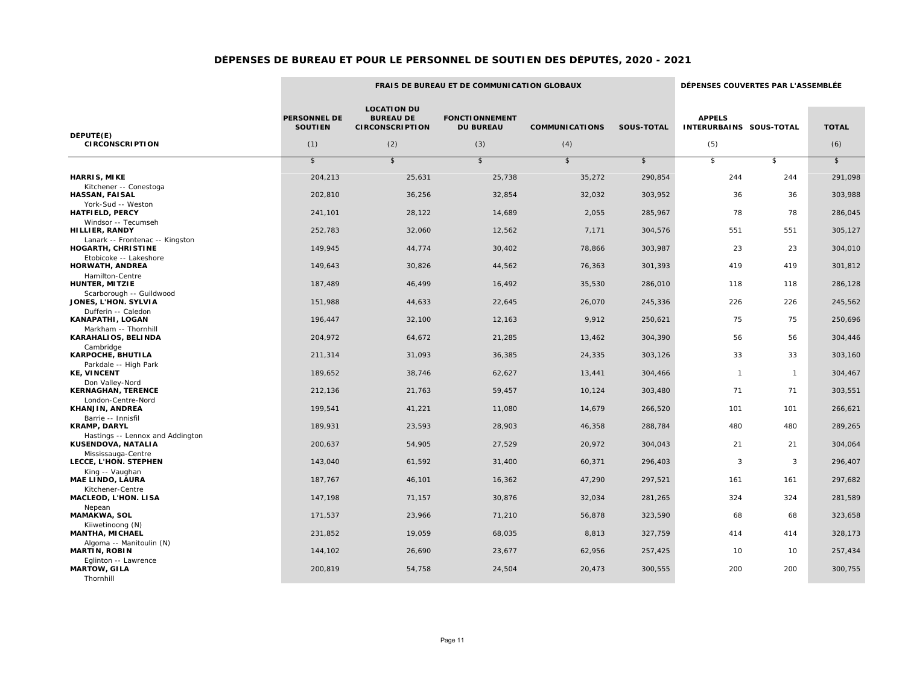# DÉPENSES DE BUREAU ET POUR LE PERSONNEL DE SOUTIEN DES DÉPUTÉS, 2020 - 2021

| DÉPUTÉ(E) CIRCONSCRIPTION | FRAIS DE BUREAU ET DE COMMUNICATION GLOBAUX | | | | | DÉPENSES COUVERTES PAR L'ASSEMBLÉE | | |
|---|---|---|---|---|---|---|---|---|
| | PERSONNEL DE SOUTIEN (1) | LOCATION DU BUREAU DE CIRCONSCRIPTION (2) | FONCTIONNEMENT DU BUREAU (3) | COMMUNICATIONS (4) | SOUS-TOTAL | APPELS INTERURBAINS (5) | SOUS-TOTAL | TOTAL (6) |
| | $ | $ | $ | $ | $ | $ | $ | $ |
| **HARRIS, MIKE** Kitchener -- Conestoga | 204,213 | 25,631 | 25,738 | 35,272 | 290,854 | 244 | 244 | 291,098 |
| **HASSAN, FAISAL** York-Sud -- Weston | 202,810 | 36,256 | 32,854 | 32,032 | 303,952 | 36 | 36 | 303,988 |
| **HATFIELD, PERCY** Windsor -- Tecumseh | 241,101 | 28,122 | 14,689 | 2,055 | 285,967 | 78 | 78 | 286,045 |
| **HILLIER, RANDY** Lanark -- Frontenac -- Kingston | 252,783 | 32,060 | 12,562 | 7,171 | 304,576 | 551 | 551 | 305,127 |
| **HOGARTH, CHRISTINE** Etobicoke -- Lakeshore | 149,945 | 44,774 | 30,402 | 78,866 | 303,987 | 23 | 23 | 304,010 |
| **HORWATH, ANDREA** Hamilton-Centre | 149,643 | 30,826 | 44,562 | 76,363 | 301,393 | 419 | 419 | 301,812 |
| **HUNTER, MITZIE** Scarborough -- Guildwood | 187,489 | 46,499 | 16,492 | 35,530 | 286,010 | 118 | 118 | 286,128 |
| **JONES, L'HON. SYLVIA** Dufferin -- Caledon | 151,988 | 44,633 | 22,645 | 26,070 | 245,336 | 226 | 226 | 245,562 |
| **KANAPATHI, LOGAN** Markham -- Thornhill | 196,447 | 32,100 | 12,163 | 9,912 | 250,621 | 75 | 75 | 250,696 |
| **KARAHALIOS, BELINDA** Cambridge | 204,972 | 64,672 | 21,285 | 13,462 | 304,390 | 56 | 56 | 304,446 |
| **KARPOCHE, BHUTILA** Parkdale -- High Park | 211,314 | 31,093 | 36,385 | 24,335 | 303,126 | 33 | 33 | 303,160 |
| **KE, VINCENT** Don Valley-Nord | 189,652 | 38,746 | 62,627 | 13,441 | 304,466 | 1 | 1 | 304,467 |
| **KERNAGHAN, TERENCE** London-Centre-Nord | 212,136 | 21,763 | 59,457 | 10,124 | 303,480 | 71 | 71 | 303,551 |
| **KHANJIN, ANDREA** Barrie -- Innisfil | 199,541 | 41,221 | 11,080 | 14,679 | 266,520 | 101 | 101 | 266,621 |
| **KRAMP, DARYL** Hastings -- Lennox and Addington | 189,931 | 23,593 | 28,903 | 46,358 | 288,784 | 480 | 480 | 289,265 |
| **KUSENDOVA, NATALIA** Mississauga-Centre | 200,637 | 54,905 | 27,529 | 20,972 | 304,043 | 21 | 21 | 304,064 |
| **LECCE, L'HON. STEPHEN** King -- Vaughan | 143,040 | 61,592 | 31,400 | 60,371 | 296,403 | 3 | 3 | 296,407 |
| **MAE LINDO, LAURA** Kitchener-Centre | 187,767 | 46,101 | 16,362 | 47,290 | 297,521 | 161 | 161 | 297,682 |
| **MACLEOD, L'HON. LISA** Nepean | 147,198 | 71,157 | 30,876 | 32,034 | 281,265 | 324 | 324 | 281,589 |
| **MAMAKWA, SOL** Kiiwetinoong (N) | 171,537 | 23,966 | 71,210 | 56,878 | 323,590 | 68 | 68 | 323,658 |
| **MANTHA, MICHAEL** Algoma -- Manitoulin (N) | 231,852 | 19,059 | 68,035 | 8,813 | 327,759 | 414 | 414 | 328,173 |
| **MARTIN, ROBIN** Eglinton -- Lawrence | 144,102 | 26,690 | 23,677 | 62,956 | 257,425 | 10 | 10 | 257,434 |
| **MARTOW, GILA** Thornhill | 200,819 | 54,758 | 24,504 | 20,473 | 300,555 | 200 | 200 | 300,755 |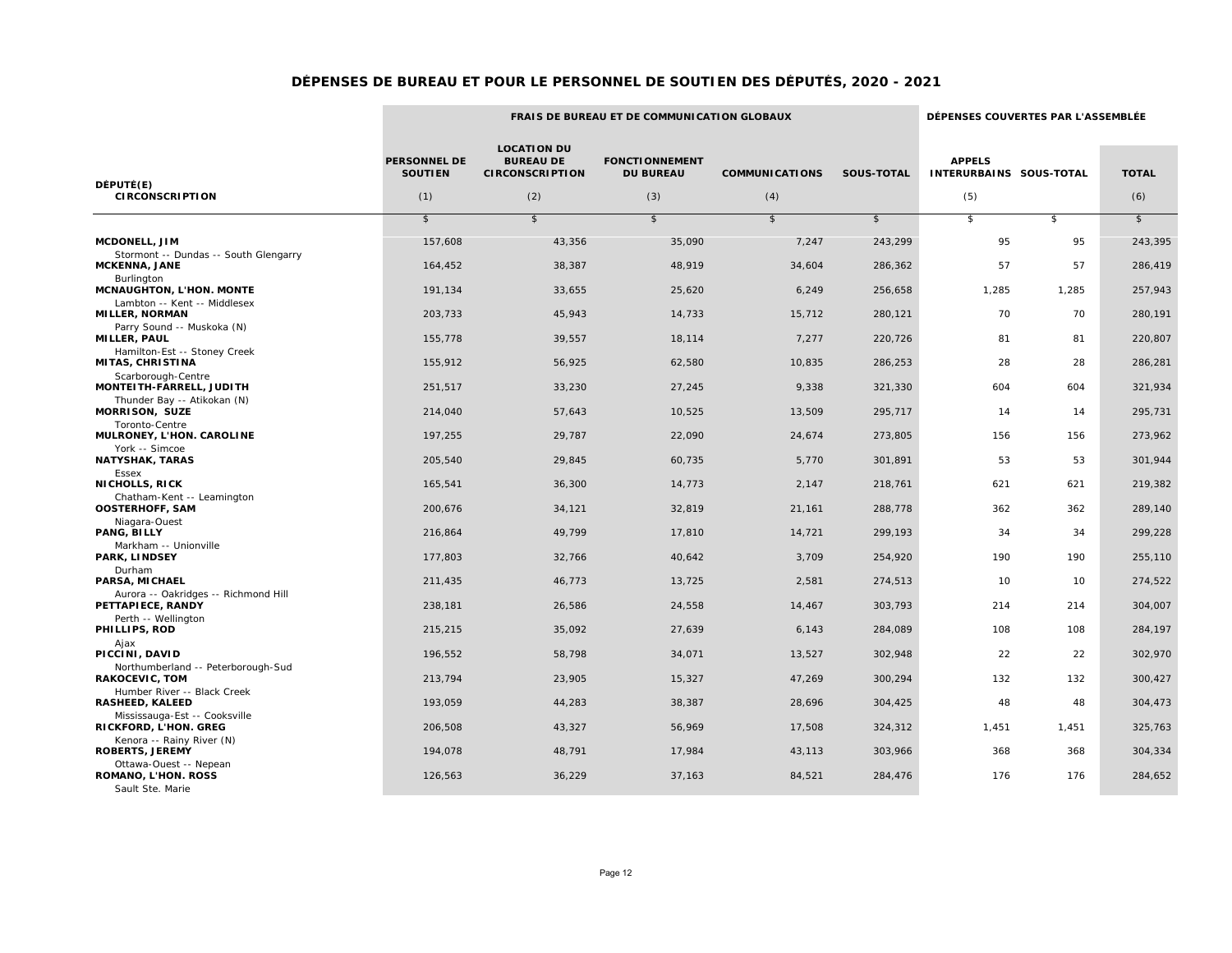# DÉPENSES DE BUREAU ET POUR LE PERSONNEL DE SOUTIEN DES DÉPUTÉS, 2020 - 2021

| DÉPUTÉ(E) CIRCONSCRIPTION | FRAIS DE BUREAU ET DE COMMUNICATION GLOBAUX | | | | | DÉPENSES COUVERTES PAR L'ASSEMBLÉE | | |
|---|---|---|---|---|---|---|---|---|
| | PERSONNEL DE SOUTIEN (1) | LOCATION DU BUREAU DE CIRCONSCRIPTION (2) | FONCTIONNEMENT DU BUREAU (3) | COMMUNICATIONS (4) | SOUS-TOTAL | APPELS INTERURBAINS (5) | SOUS-TOTAL | TOTAL (6) |
| | $ | $ | $ | $ | $ | $ | $ | $ |
| **MCDONELL, JIM** Stormont -- Dundas -- South Glengarry | 157,608 | 43,356 | 35,090 | 7,247 | 243,299 | 95 | 95 | 243,395 |
| **MCKENNA, JANE** Burlington | 164,452 | 38,387 | 48,919 | 34,604 | 286,362 | 57 | 57 | 286,419 |
| **MCNAUGHTON, L'HON. MONTE** Lambton -- Kent -- Middlesex | 191,134 | 33,655 | 25,620 | 6,249 | 256,658 | 1,285 | 1,285 | 257,943 |
| **MILLER, NORMAN** Parry Sound -- Muskoka (N) | 203,733 | 45,943 | 14,733 | 15,712 | 280,121 | 70 | 70 | 280,191 |
| **MILLER, PAUL** Hamilton-Est -- Stoney Creek | 155,778 | 39,557 | 18,114 | 7,277 | 220,726 | 81 | 81 | 220,807 |
| **MITAS, CHRISTINA** Scarborough-Centre | 155,912 | 56,925 | 62,580 | 10,835 | 286,253 | 28 | 28 | 286,281 |
| **MONTEITH-FARRELL, JUDITH** Thunder Bay -- Atikokan (N) | 251,517 | 33,230 | 27,245 | 9,338 | 321,330 | 604 | 604 | 321,934 |
| **MORRISON, SUZE** Toronto-Centre | 214,040 | 57,643 | 10,525 | 13,509 | 295,717 | 14 | 14 | 295,731 |
| **MULRONEY, L'HON. CAROLINE** York -- Simcoe | 197,255 | 29,787 | 22,090 | 24,674 | 273,805 | 156 | 156 | 273,962 |
| **NATYSHAK, TARAS** Essex | 205,540 | 29,845 | 60,735 | 5,770 | 301,891 | 53 | 53 | 301,944 |
| **NICHOLLS, RICK** Chatham-Kent -- Leamington | 165,541 | 36,300 | 14,773 | 2,147 | 218,761 | 621 | 621 | 219,382 |
| **OOSTERHOFF, SAM** Niagara-Ouest | 200,676 | 34,121 | 32,819 | 21,161 | 288,778 | 362 | 362 | 289,140 |
| **PANG, BILLY** Markham -- Unionville | 216,864 | 49,799 | 17,810 | 14,721 | 299,193 | 34 | 34 | 299,228 |
| **PARK, LINDSEY** Durham | 177,803 | 32,766 | 40,642 | 3,709 | 254,920 | 190 | 190 | 255,110 |
| **PARSA, MICHAEL** Aurora -- Oakridges -- Richmond Hill | 211,435 | 46,773 | 13,725 | 2,581 | 274,513 | 10 | 10 | 274,522 |
| **PETTAPIECE, RANDY** Perth -- Wellington | 238,181 | 26,586 | 24,558 | 14,467 | 303,793 | 214 | 214 | 304,007 |
| **PHILLIPS, ROD** Ajax | 215,215 | 35,092 | 27,639 | 6,143 | 284,089 | 108 | 108 | 284,197 |
| **PICCINI, DAVID** Northumberland -- Peterborough-Sud | 196,552 | 58,798 | 34,071 | 13,527 | 302,948 | 22 | 22 | 302,970 |
| **RAKOCEVIC, TOM** Humber River -- Black Creek | 213,794 | 23,905 | 15,327 | 47,269 | 300,294 | 132 | 132 | 300,427 |
| **RASHEED, KALEED** Mississauga-Est -- Cooksville | 193,059 | 44,283 | 38,387 | 28,696 | 304,425 | 48 | 48 | 304,473 |
| **RICKFORD, L'HON. GREG** Kenora -- Rainy River (N) | 206,508 | 43,327 | 56,969 | 17,508 | 324,312 | 1,451 | 1,451 | 325,763 |
| **ROBERTS, JEREMY** Ottawa-Ouest -- Nepean | 194,078 | 48,791 | 17,984 | 43,113 | 303,966 | 368 | 368 | 304,334 |
| **ROMANO, L'HON. ROSS** Sault Ste. Marie | 126,563 | 36,229 | 37,163 | 84,521 | 284,476 | 176 | 176 | 284,652 |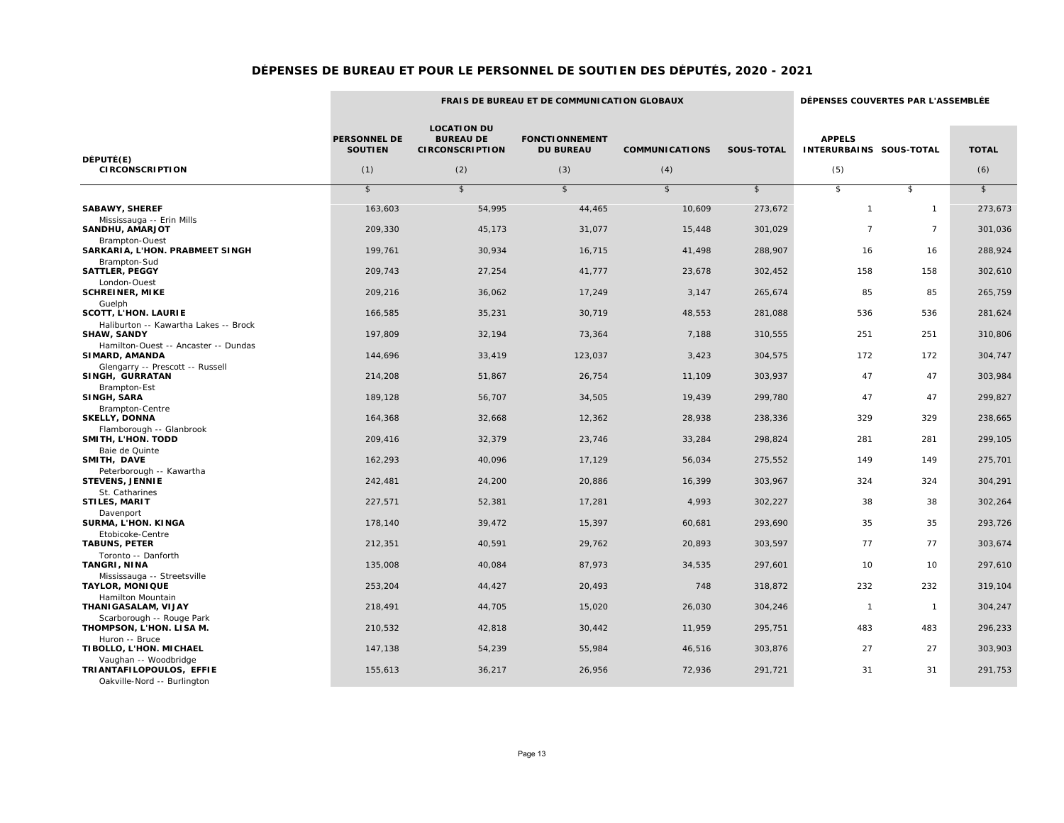# DÉPENSES DE BUREAU ET POUR LE PERSONNEL DE SOUTIEN DES DÉPUTÉS, 2020 - 2021

| DÉPUTÉ(E) CIRCONSCRIPTION | FRAIS DE BUREAU ET DE COMMUNICATION GLOBAUX | | | | | DÉPENSES COUVERTES PAR L'ASSEMBLÉE | | |
|---|---|---|---|---|---|---|---|---|
| | PERSONNEL DE SOUTIEN (1) | LOCATION DU BUREAU DE CIRCONSCRIPTION (2) | FONCTIONNEMENT DU BUREAU (3) | COMMUNICATIONS (4) | SOUS-TOTAL | APPELS INTERURBAINS (5) | SOUS-TOTAL | TOTAL (6) |
| | $ | $ | $ | $ | $ | $ | $ | $ |
| **SABAWY, SHEREF** Mississauga -- Erin Mills | 163,603 | 54,995 | 44,465 | 10,609 | 273,672 | 1 | 1 | 273,673 |
| **SANDHU, AMARJOT** Brampton-Ouest | 209,330 | 45,173 | 31,077 | 15,448 | 301,029 | 7 | 7 | 301,036 |
| **SARKARIA, L'HON. PRABMEET SINGH** Brampton-Sud | 199,761 | 30,934 | 16,715 | 41,498 | 288,907 | 16 | 16 | 288,924 |
| **SATTLER, PEGGY** London-Ouest | 209,743 | 27,254 | 41,777 | 23,678 | 302,452 | 158 | 158 | 302,610 |
| **SCHREINER, MIKE** Guelph | 209,216 | 36,062 | 17,249 | 3,147 | 265,674 | 85 | 85 | 265,759 |
| **SCOTT, L'HON. LAURIE** Haliburton -- Kawartha Lakes -- Brock | 166,585 | 35,231 | 30,719 | 48,553 | 281,088 | 536 | 536 | 281,624 |
| **SHAW, SANDY** Hamilton-Ouest -- Ancaster -- Dundas | 197,809 | 32,194 | 73,364 | 7,188 | 310,555 | 251 | 251 | 310,806 |
| **SIMARD, AMANDA** Glengarry -- Prescott -- Russell | 144,696 | 33,419 | 123,037 | 3,423 | 304,575 | 172 | 172 | 304,747 |
| **SINGH, GURRATAN** Brampton-Est | 214,208 | 51,867 | 26,754 | 11,109 | 303,937 | 47 | 47 | 303,984 |
| **SINGH, SARA** Brampton-Centre | 189,128 | 56,707 | 34,505 | 19,439 | 299,780 | 47 | 47 | 299,827 |
| **SKELLY, DONNA** Flamborough -- Glanbrook | 164,368 | 32,668 | 12,362 | 28,938 | 238,336 | 329 | 329 | 238,665 |
| **SMITH, L'HON. TODD** Baie de Quinte | 209,416 | 32,379 | 23,746 | 33,284 | 298,824 | 281 | 281 | 299,105 |
| **SMITH, DAVE** Peterborough -- Kawartha | 162,293 | 40,096 | 17,129 | 56,034 | 275,552 | 149 | 149 | 275,701 |
| **STEVENS, JENNIE** St. Catharines | 242,481 | 24,200 | 20,886 | 16,399 | 303,967 | 324 | 324 | 304,291 |
| **STILES, MARIT** Davenport | 227,571 | 52,381 | 17,281 | 4,993 | 302,227 | 38 | 38 | 302,264 |
| **SURMA, L'HON. KINGA** Etobicoke-Centre | 178,140 | 39,472 | 15,397 | 60,681 | 293,690 | 35 | 35 | 293,726 |
| **TABUNS, PETER** Toronto -- Danforth | 212,351 | 40,591 | 29,762 | 20,893 | 303,597 | 77 | 77 | 303,674 |
| **TANGRI, NINA** Mississauga -- Streetsville | 135,008 | 40,084 | 87,973 | 34,535 | 297,601 | 10 | 10 | 297,610 |
| **TAYLOR, MONIQUE** Hamilton Mountain | 253,204 | 44,427 | 20,493 | 748 | 318,872 | 232 | 232 | 319,104 |
| **THANIGASALAM, VIJAY** Scarborough -- Rouge Park | 218,491 | 44,705 | 15,020 | 26,030 | 304,246 | 1 | 1 | 304,247 |
| **THOMPSON, L'HON. LISA M.** Huron -- Bruce | 210,532 | 42,818 | 30,442 | 11,959 | 295,751 | 483 | 483 | 296,233 |
| **TIBOLLO, L'HON. MICHAEL** Vaughan -- Woodbridge | 147,138 | 54,239 | 55,984 | 46,516 | 303,876 | 27 | 27 | 303,903 |
| **TRIANTAFILOPOULOS, EFFIE** Oakville-Nord -- Burlington | 155,613 | 36,217 | 26,956 | 72,936 | 291,721 | 31 | 31 | 291,753 |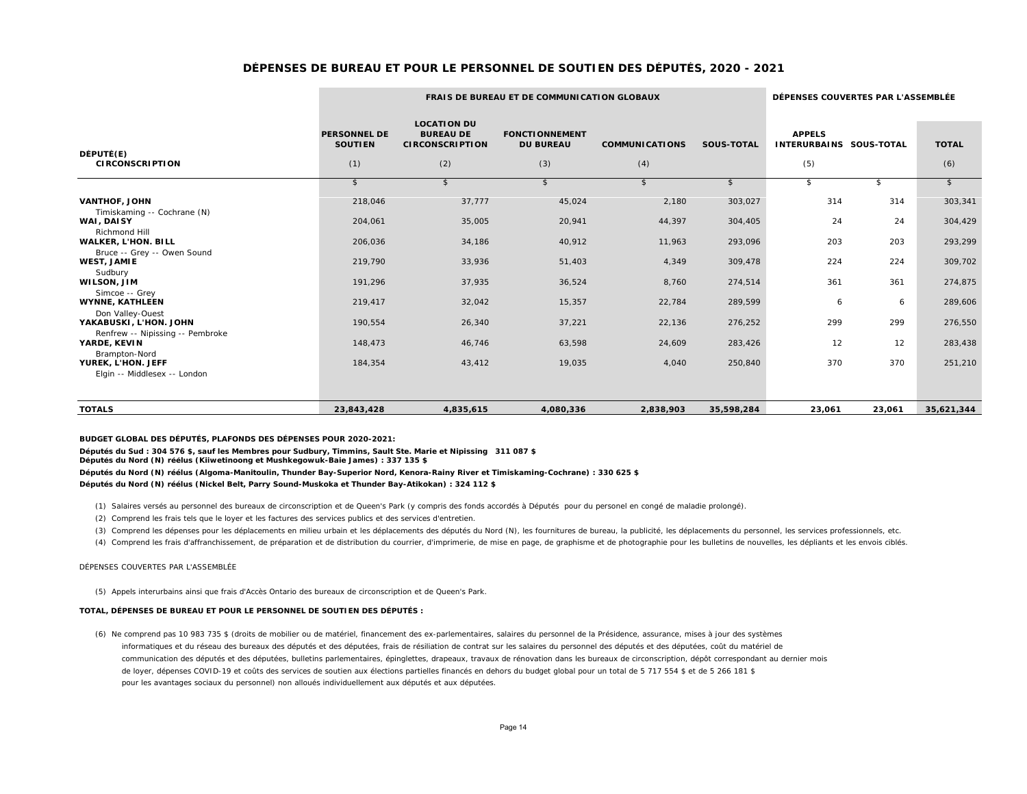# DÉPENSES DE BUREAU ET POUR LE PERSONNEL DE SOUTIEN DES DÉPUTÉS, 2020 - 2021

| DÉPUTÉ(E) CIRCONSCRIPTION | FRAIS DE BUREAU ET DE COMMUNICATION GLOBAUX | | | | | DÉPENSES COUVERTES PAR L'ASSEMBLÉE | | |
|---|---|---|---|---|---|---|---|---|
| | PERSONNEL DE SOUTIEN (1) | LOCATION DU BUREAU DE CIRCONSCRIPTION (2) | FONCTIONNEMENT DU BUREAU (3) | COMMUNICATIONS (4) | SOUS-TOTAL | APPELS INTERURBAINS (5) | SOUS-TOTAL | TOTAL (6) |
| | $ | $ | $ | $ | $ | $ | $ | $ |
| **VANTHOF, JOHN** Timiskaming -- Cochrane (N) | 218,046 | 37,777 | 45,024 | 2,180 | 303,027 | 314 | 314 | 303,341 |
| **WAI, DAISY** Richmond Hill | 204,061 | 35,005 | 20,941 | 44,397 | 304,405 | 24 | 24 | 304,429 |
| **WALKER, L'HON. BILL** Bruce -- Grey -- Owen Sound | 206,036 | 34,186 | 40,912 | 11,963 | 293,096 | 203 | 203 | 293,299 |
| **WEST, JAMIE** Sudbury | 219,790 | 33,936 | 51,403 | 4,349 | 309,478 | 224 | 224 | 309,702 |
| **WILSON, JIM** Simcoe -- Grey | 191,296 | 37,935 | 36,524 | 8,760 | 274,514 | 361 | 361 | 274,875 |
| **WYNNE, KATHLEEN** Don Valley-Ouest | 219,417 | 32,042 | 15,357 | 22,784 | 289,599 | 6 | 6 | 289,606 |
| **YAKABUSKI, L'HON. JOHN** Renfrew -- Nipissing -- Pembroke | 190,554 | 26,340 | 37,221 | 22,136 | 276,252 | 299 | 299 | 276,550 |
| **YARDE, KEVIN** Brampton-Nord | 148,473 | 46,746 | 63,598 | 24,609 | 283,426 | 12 | 12 | 283,438 |
| **YUREK, L'HON. JEFF** Elgin -- Middlesex -- London | 184,354 | 43,412 | 19,035 | 4,040 | 250,840 | 370 | 370 | 251,210 |
| **TOTALS** | **23,843,428** | **4,835,615** | **4,080,336** | **2,838,903** | **35,598,284** | **23,061** | **23,061** | **35,621,344** |

**BUDGET GLOBAL DES DÉPUTÉS, PLAFONDS DES DÉPENSES POUR 2020-2021:**

**Députés du Sud : 304 576 $, sauf les Membres pour Sudbury, Timmins, Sault Ste. Marie et Nipissing 311 087 $**

**Députés du Nord (N) réélus (Kiiwetinoong et Mushkegowuk-Baie James) : 337 135 $**

**Députés du Nord (N) réélus (Algoma-Manitoulin, Thunder Bay-Superior Nord, Kenora-Rainy River et Timiskaming-Cochrane) : 330 625 $**

**Députés du Nord (N) réélus (Nickel Belt, Parry Sound-Muskoka et Thunder Bay-Atikokan) : 324 112 $**

(1) Salaires versés au personnel des bureaux de circonscription et de Queen's Park (y compris des fonds accordés à Députés pour du personel en congé de maladie prolongé).

(2) Comprend les frais tels que le loyer et les factures des services publics et des services d'entretien.

(3) Comprend les dépenses pour les déplacements en milieu urbain et les déplacements des députés du Nord (N), les fournitures de bureau, la publicité, les déplacements du personnel, les services professionnels, etc.

(4) Comprend les frais d'affranchissement, de préparation et de distribution du courrier, d'imprimerie, de mise en page, de graphisme et de photographie pour les bulletins de nouvelles, les dépliants et les envois ciblés.

DÉPENSES COUVERTES PAR L'ASSEMBLÉE

(5) Appels interurbains ainsi que frais d'Accès Ontario des bureaux de circonscription et de Queen's Park.

**TOTAL, DÉPENSES DE BUREAU ET POUR LE PERSONNEL DE SOUTIEN DES DÉPUTÉS :**

(6) Ne comprend pas 10 983 735 $ (droits de mobilier ou de matériel, financement des ex-parlementaires, salaires du personnel de la Présidence, assurance, mises à jour des systèmes informatiques et du réseau des bureaux des députés et des députées, frais de résiliation de contrat sur les salaires du personnel des députés et des députées, coût du matériel de communication des députés et des députées, bulletins parlementaires, épinglettes, drapeaux, travaux de rénovation dans les bureaux de circonscription, dépôt correspondant au dernier mois de loyer, dépenses COVID-19 et coûts des services de soutien aux élections partielles financés en dehors du budget global pour un total de 5 717 554 $ et de 5 266 181 $ pour les avantages sociaux du personnel) non alloués individuellement aux députés et aux députées.